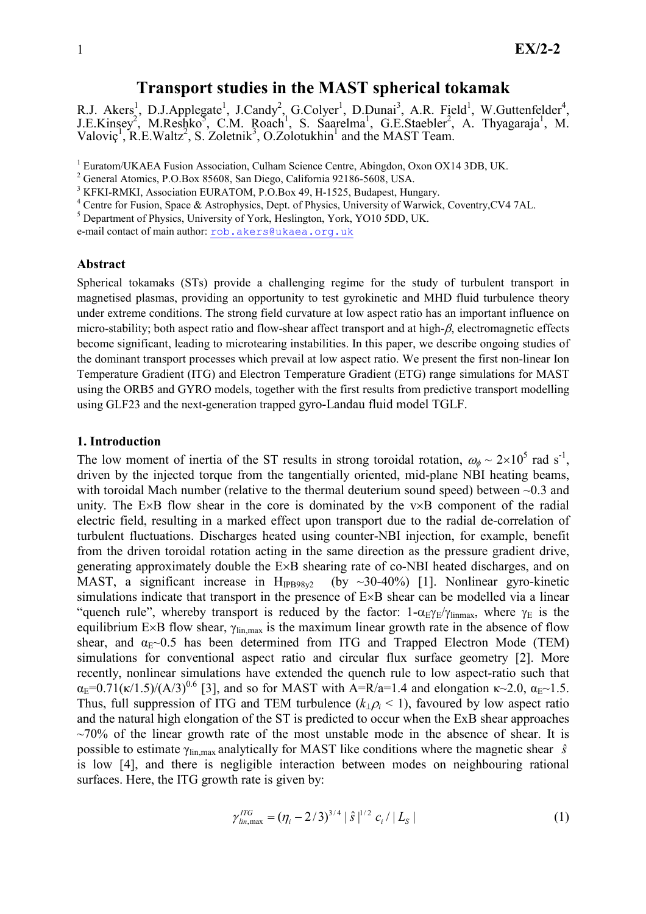# Transport studies in the MAST spherical tokamak

R.J. Akers[1], D.J.Applegate[1], J.Candy[2], G.Colyer[1], D.Dunai[3], A.R. Field[1], W.Guttenfelder[4], J.E.Kinsey[2], M.Reshko[5], C.M. Roach[1], S. Saarelma[1], G.E.Staebler[2], A. Thyagaraja[1], M. Valoviç[1], R.E.Waltz[2], S. Zoletnik[3], O.Zolotukhin[1] and the MAST Team.

[1] Euratom/UKAEA Fusion Association, Culham Science Centre, Abingdon, Oxon OX14 3DB, UK.
[2] General Atomics, P.O.Box 85608, San Diego, California 92186-5608, USA.
[3] KFKI-RMKI, Association EURATOM, P.O.Box 49, H-1525, Budapest, Hungary.
[4] Centre for Fusion, Space & Astrophysics, Dept. of Physics, University of Warwick, Coventry,CV4 7AL.
[5] Department of Physics, University of York, Heslington, York, YO10 5DD, UK.
e-mail contact of main author: rob.akers@ukaea.org.uk

## Abstract

Spherical tokamaks (STs) provide a challenging regime for the study of turbulent transport in magnetised plasmas, providing an opportunity to test gyrokinetic and MHD fluid turbulence theory under extreme conditions. The strong field curvature at low aspect ratio has an important influence on micro-stability; both aspect ratio and flow-shear affect transport and at high-$\beta$, electromagnetic effects become significant, leading to microtearing instabilities. In this paper, we describe ongoing studies of the dominant transport processes which prevail at low aspect ratio. We present the first non-linear Ion Temperature Gradient (ITG) and Electron Temperature Gradient (ETG) range simulations for MAST using the ORB5 and GYRO models, together with the first results from predictive transport modelling using GLF23 and the next-generation trapped gyro-Landau fluid model TGLF.

## 1. Introduction

The low moment of inertia of the ST results in strong toroidal rotation, $\omega_\phi \sim 2\times10^5$ rad s$^{-1}$, driven by the injected torque from the tangentially oriented, mid-plane NBI heating beams, with toroidal Mach number (relative to the thermal deuterium sound speed) between ~0.3 and unity. The E×B flow shear in the core is dominated by the v×B component of the radial electric field, resulting in a marked effect upon transport due to the radial de-correlation of turbulent fluctuations. Discharges heated using counter-NBI injection, for example, benefit from the driven toroidal rotation acting in the same direction as the pressure gradient drive, generating approximately double the E×B shearing rate of co-NBI heated discharges, and on MAST, a significant increase in $H_{IPB98y2}$ (by ~30-40%) [1]. Nonlinear gyro-kinetic simulations indicate that transport in the presence of E×B shear can be modelled via a linear "quench rule", whereby transport is reduced by the factor: $1-\alpha_E\gamma_E/\gamma_{linmax}$, where $\gamma_E$ is the equilibrium E×B flow shear, $\gamma_{lin,max}$ is the maximum linear growth rate in the absence of flow shear, and $\alpha_E$~0.5 has been determined from ITG and Trapped Electron Mode (TEM) simulations for conventional aspect ratio and circular flux surface geometry [2]. More recently, nonlinear simulations have extended the quench rule to low aspect-ratio such that $\alpha_E=0.71(\kappa/1.5)/(A/3)^{0.6}$ [3], and so for MAST with A=R/a=1.4 and elongation $\kappa$~2.0, $\alpha_E$~1.5. Thus, full suppression of ITG and TEM turbulence ($k_\perp\rho_i < 1$), favoured by low aspect ratio and the natural high elongation of the ST is predicted to occur when the ExB shear approaches ~70% of the linear growth rate of the most unstable mode in the absence of shear. It is possible to estimate $\gamma_{lin,max}$ analytically for MAST like conditions where the magnetic shear $\hat{s}$ is low [4], and there is negligible interaction between modes on neighbouring rational surfaces. Here, the ITG growth rate is given by:

$$\gamma_{lin,\max}^{ITG} = (\eta_i - 2/3)^{3/4}\,|\,\hat{s}\,|^{1/2}\,c_i\,/\,|\,L_S\,| \tag{1}$$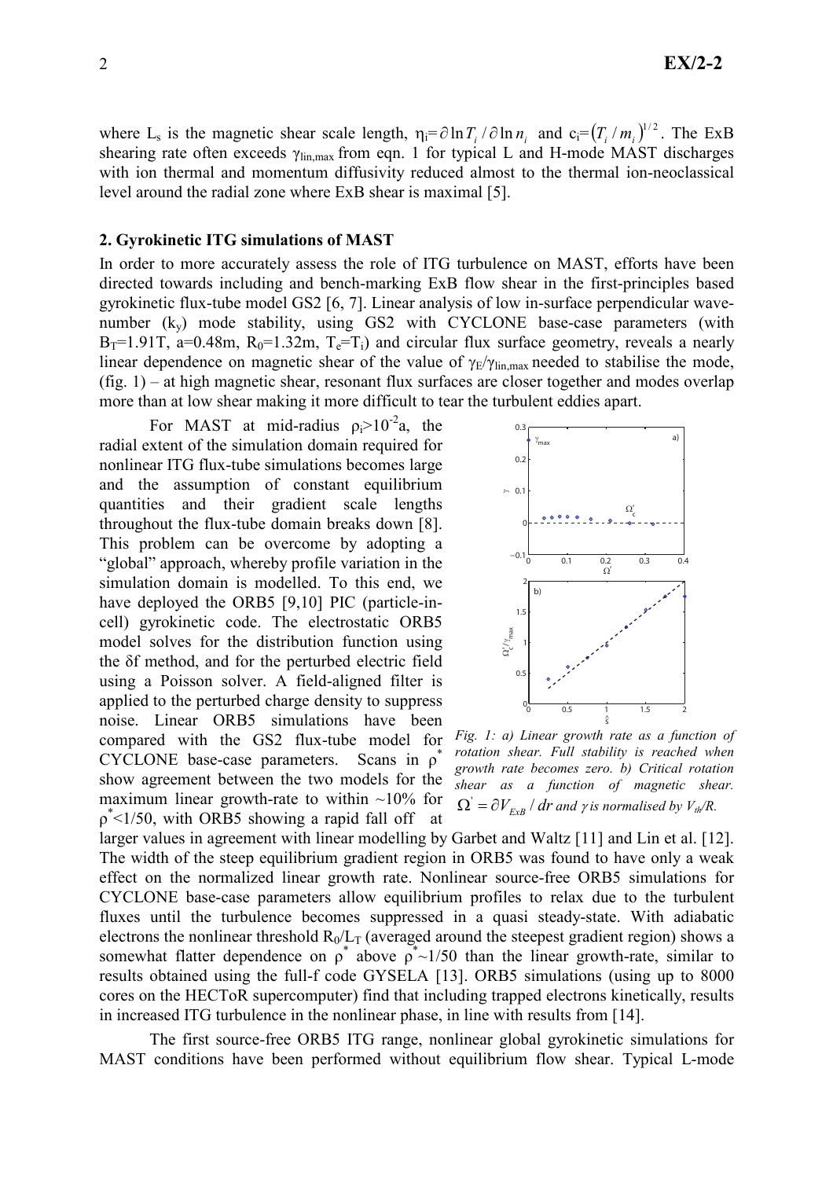where $L_s$ is the magnetic shear scale length, $\eta_i = \partial \ln T_i / \partial \ln n_i$ and $c_i = (T_i / m_i)^{1/2}$. The ExB shearing rate often exceeds $\gamma_{lin,max}$ from eqn. 1 for typical L and H-mode MAST discharges with ion thermal and momentum diffusivity reduced almost to the thermal ion-neoclassical level around the radial zone where ExB shear is maximal [5].

## 2. Gyrokinetic ITG simulations of MAST

In order to more accurately assess the role of ITG turbulence on MAST, efforts have been directed towards including and bench-marking ExB flow shear in the first-principles based gyrokinetic flux-tube model GS2 [6, 7]. Linear analysis of low in-surface perpendicular wave-number ($k_y$) mode stability, using GS2 with CYCLONE base-case parameters (with $B_T$=1.91T, a=0.48m, $R_0$=1.32m, $T_e$=$T_i$) and circular flux surface geometry, reveals a nearly linear dependence on magnetic shear of the value of $\gamma_E/\gamma_{lin,max}$ needed to stabilise the mode, (fig. 1) – at high magnetic shear, resonant flux surfaces are closer together and modes overlap more than at low shear making it more difficult to tear the turbulent eddies apart.

For MAST at mid-radius $\rho_i > 10^{-2}$a, the radial extent of the simulation domain required for nonlinear ITG flux-tube simulations becomes large and the assumption of constant equilibrium quantities and their gradient scale lengths throughout the flux-tube domain breaks down [8]. This problem can be overcome by adopting a "global" approach, whereby profile variation in the simulation domain is modelled. To this end, we have deployed the ORB5 [9,10] PIC (particle-in-cell) gyrokinetic code. The electrostatic ORB5 model solves for the distribution function using the δf method, and for the perturbed electric field using a Poisson solver. A field-aligned filter is applied to the perturbed charge density to suppress noise. Linear ORB5 simulations have been compared with the GS2 flux-tube model for CYCLONE base-case parameters. Scans in $\rho^*$ show agreement between the two models for the maximum linear growth-rate to within ~10% for $\rho^* < 1/50$, with ORB5 showing a rapid fall off at larger values in agreement with linear modelling by Garbet and Waltz [11] and Lin et al. [12]. The width of the steep equilibrium gradient region in ORB5 was found to have only a weak effect on the normalized linear growth rate. Nonlinear source-free ORB5 simulations for CYCLONE base-case parameters allow equilibrium profiles to relax due to the turbulent fluxes until the turbulence becomes suppressed in a quasi steady-state. With adiabatic electrons the nonlinear threshold $R_0/L_T$ (averaged around the steepest gradient region) shows a somewhat flatter dependence on $\rho^*$ above $\rho^* \sim 1/50$ than the linear growth-rate, similar to results obtained using the full-f code GYSELA [13]. ORB5 simulations (using up to 8000 cores on the HECToR supercomputer) find that including trapped electrons kinetically, results in increased ITG turbulence in the nonlinear phase, in line with results from [14].

*Fig. 1: a) Linear growth rate as a function of rotation shear. Full stability is reached when growth rate becomes zero. b) Critical rotation shear as a function of magnetic shear. $\Omega' = \partial V_{ExB} / dr$ and $\gamma$ is normalised by $V_{th}/R$.*

The first source-free ORB5 ITG range, nonlinear global gyrokinetic simulations for MAST conditions have been performed without equilibrium flow shear. Typical L-mode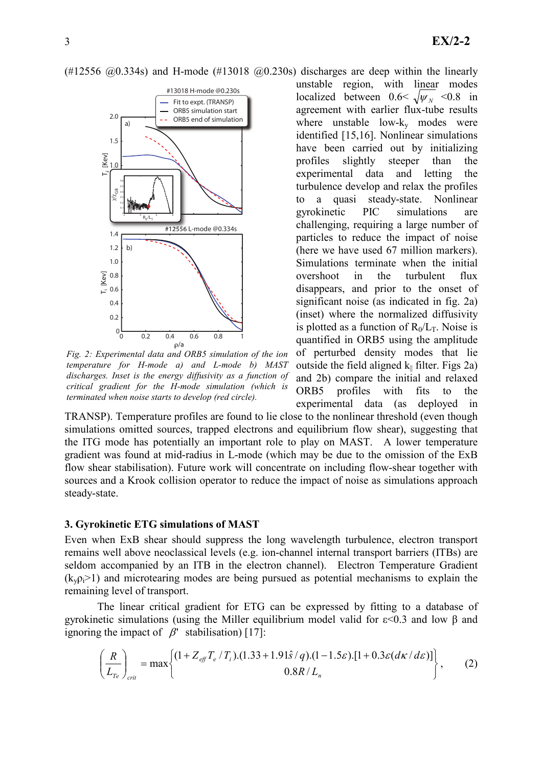(#12556 @0.334s) and H-mode (#13018 @0.230s) discharges are deep within the linearly unstable region, with linear modes localized between 0.6< $\sqrt{\psi_N}$ <0.8 in agreement with earlier flux-tube results where unstable low-$k_y$ modes were identified [15,16]. Nonlinear simulations have been carried out by initializing profiles slightly steeper than the experimental data and letting the turbulence develop and relax the profiles to a quasi steady-state. Nonlinear gyrokinetic PIC simulations are challenging, requiring a large number of particles to reduce the impact of noise (here we have used 67 million markers). Simulations terminate when the initial overshoot in the turbulent flux disappears, and prior to the onset of significant noise (as indicated in fig. 2a) (inset) where the normalized diffusivity is plotted as a function of $R_0/L_T$. Noise is quantified in ORB5 using the amplitude of perturbed density modes that lie outside the field aligned $k_{\|}$ filter. Figs 2a) and 2b) compare the initial and relaxed ORB5 profiles with fits to the experimental data (as deployed in TRANSP). Temperature profiles are found to lie close to the nonlinear threshold (even though simulations omitted sources, trapped electrons and equilibrium flow shear), suggesting that the ITG mode has potentially an important role to play on MAST. A lower temperature gradient was found at mid-radius in L-mode (which may be due to the omission of the ExB flow shear stabilisation). Future work will concentrate on including flow-shear together with sources and a Krook collision operator to reduce the impact of noise as simulations approach steady-state.

*Fig. 2: Experimental data and ORB5 simulation of the ion temperature for H-mode a) and L-mode b) MAST discharges. Inset is the energy diffusivity as a function of critical gradient for the H-mode simulation (which is terminated when noise starts to develop (red circle).*

### 3. Gyrokinetic ETG simulations of MAST

Even when ExB shear should suppress the long wavelength turbulence, electron transport remains well above neoclassical levels (e.g. ion-channel internal transport barriers (ITBs) are seldom accompanied by an ITB in the electron channel). Electron Temperature Gradient ($k_y\rho_i$>1) and microtearing modes are being pursued as potential mechanisms to explain the remaining level of transport.

The linear critical gradient for ETG can be expressed by fitting to a database of gyrokinetic simulations (using the Miller equilibrium model valid for $\varepsilon$<0.3 and low $\beta$ and ignoring the impact of $\beta'$ stabilisation) [17]:

$$\left(\frac{R}{L_{Te}}\right)_{crit} = \max\left\{\begin{matrix}(1+Z_{eff}T_e/T_i).(1.33+1.91\hat{s}/q).(1-1.5\varepsilon).[1+0.3\varepsilon(d\kappa/d\varepsilon)] \\ 0.8R/L_n\end{matrix}\right\}, \qquad (2)$$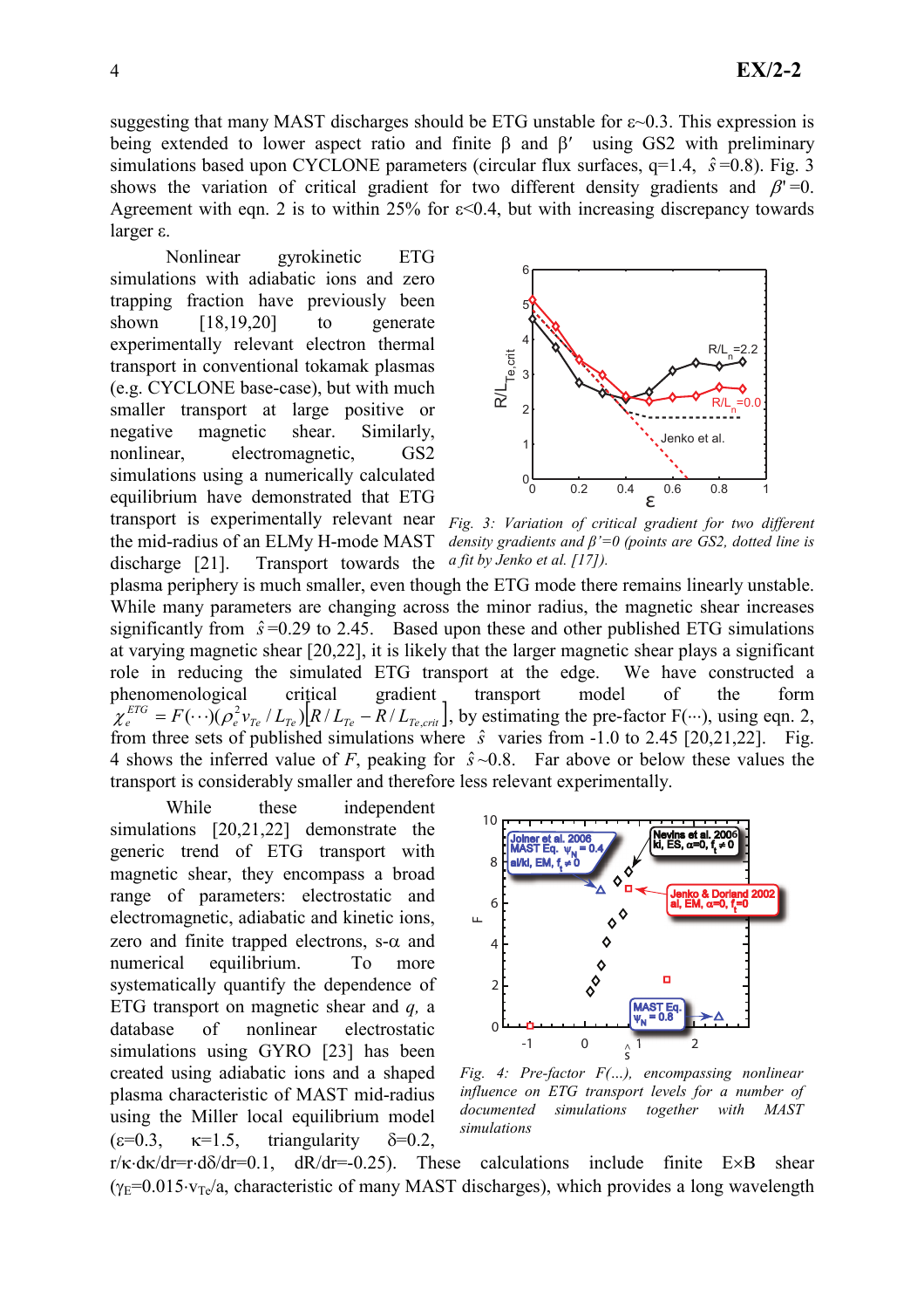suggesting that many MAST discharges should be ETG unstable for $\varepsilon$~0.3. This expression is being extended to lower aspect ratio and finite $\beta$ and $\beta'$ using GS2 with preliminary simulations based upon CYCLONE parameters (circular flux surfaces, q=1.4, $\hat{s}$=0.8). Fig. 3 shows the variation of critical gradient for two different density gradients and $\beta'$=0. Agreement with eqn. 2 is to within 25% for $\varepsilon$<0.4, but with increasing discrepancy towards larger $\varepsilon$.

Nonlinear gyrokinetic ETG simulations with adiabatic ions and zero trapping fraction have previously been shown [18,19,20] to generate experimentally relevant electron thermal transport in conventional tokamak plasmas (e.g. CYCLONE base-case), but with much smaller transport at large positive or negative magnetic shear. Similarly, nonlinear, electromagnetic, GS2 simulations using a numerically calculated equilibrium have demonstrated that ETG transport is experimentally relevant near the mid-radius of an ELMy H-mode MAST discharge [21]. Transport towards the plasma periphery is much smaller, even though the ETG mode there remains linearly unstable. While many parameters are changing across the minor radius, the magnetic shear increases significantly from $\hat{s}$=0.29 to 2.45. Based upon these and other published ETG simulations at varying magnetic shear [20,22], it is likely that the larger magnetic shear plays a significant role in reducing the simulated ETG transport at the edge. We have constructed a phenomenological critical gradient transport model of the form $\chi_e^{ETG} = F(\cdots)(\rho_e^2 v_{Te} / L_{Te})\left[R/L_{Te} - R/L_{Te,crit}\right]$, by estimating the pre-factor F(···), using eqn. 2, from three sets of published simulations where $\hat{s}$ varies from -1.0 to 2.45 [20,21,22]. Fig. 4 shows the inferred value of $F$, peaking for $\hat{s}$~0.8. Far above or below these values the transport is considerably smaller and therefore less relevant experimentally.

*Fig. 3: Variation of critical gradient for two different density gradients and $\beta'$=0 (points are GS2, dotted line is a fit by Jenko et al. [17]).*

While these independent simulations [20,21,22] demonstrate the generic trend of ETG transport with magnetic shear, they encompass a broad range of parameters: electrostatic and electromagnetic, adiabatic and kinetic ions, zero and finite trapped electrons, s-$\alpha$ and numerical equilibrium. To more systematically quantify the dependence of ETG transport on magnetic shear and $q$, a database of nonlinear electrostatic simulations using GYRO [23] has been created using adiabatic ions and a shaped plasma characteristic of MAST mid-radius using the Miller local equilibrium model ($\varepsilon$=0.3, $\kappa$=1.5, triangularity $\delta$=0.2, $r/\kappa \cdot d\kappa/dr = r \cdot d\delta/dr = 0.1$, $dR/dr=-0.25$). These calculations include finite E×B shear ($\gamma_E = 0.015 \cdot v_{Te}/a$, characteristic of many MAST discharges), which provides a long wavelength

*Fig. 4: Pre-factor F(...), encompassing nonlinear influence on ETG transport levels for a number of documented simulations together with MAST simulations*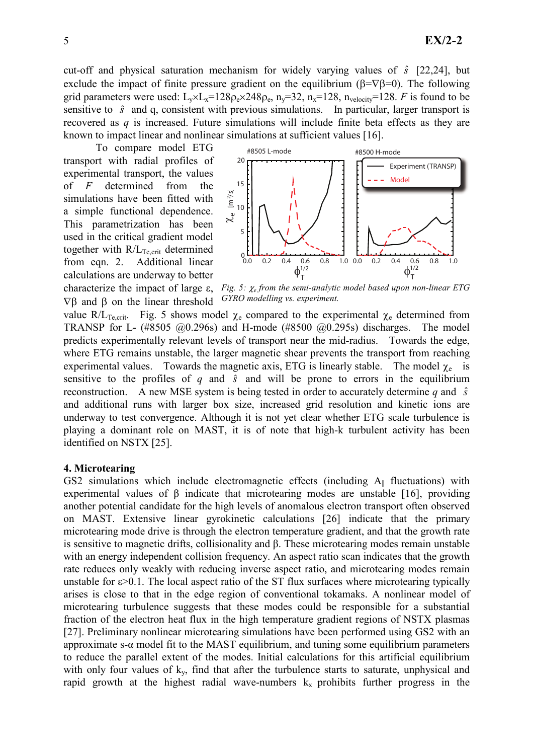cut-off and physical saturation mechanism for widely varying values of $\hat{s}$ [22,24], but exclude the impact of finite pressure gradient on the equilibrium ($\beta=\nabla\beta=0$). The following grid parameters were used: $L_y \times L_x = 128\rho_e \times 248\rho_e$, $n_y=32$, $n_x=128$, $n_{velocity}=128$. $F$ is found to be sensitive to $\hat{s}$ and q, consistent with previous simulations. In particular, larger transport is recovered as $q$ is increased. Future simulations will include finite beta effects as they are known to impact linear and nonlinear simulations at sufficient values [16].

To compare model ETG transport with radial profiles of experimental transport, the values of $F$ determined from the simulations have been fitted with a simple functional dependence. This parametrization has been used in the critical gradient model together with $R/L_{Te,crit}$ determined from eqn. 2. Additional linear calculations are underway to better characterize the impact of large ε, $\nabla\beta$ and $\beta$ on the linear threshold value $R/L_{Te,crit}$. Fig. 5 shows model $\chi_e$ compared to the experimental $\chi_e$ determined from TRANSP for L- (#8505 @0.296s) and H-mode (#8500 @0.295s) discharges. The model predicts experimentally relevant levels of transport near the mid-radius. Towards the edge, where ETG remains unstable, the larger magnetic shear prevents the transport from reaching experimental values. Towards the magnetic axis, ETG is linearly stable. The model $\chi_e$ is sensitive to the profiles of $q$ and $\hat{s}$ and will be prone to errors in the equilibrium reconstruction. A new MSE system is being tested in order to accurately determine $q$ and $\hat{s}$ and additional runs with larger box size, increased grid resolution and kinetic ions are underway to test convergence. Although it is not yet clear whether ETG scale turbulence is playing a dominant role on MAST, it is of note that high-k turbulent activity has been identified on NSTX [25].

*Fig. 5: $\chi_e$ from the semi-analytic model based upon non-linear ETG GYRO modelling vs. experiment.*

## 4. Microtearing

GS2 simulations which include electromagnetic effects (including $A_\parallel$ fluctuations) with experimental values of β indicate that microtearing modes are unstable [16], providing another potential candidate for the high levels of anomalous electron transport often observed on MAST. Extensive linear gyrokinetic calculations [26] indicate that the primary microtearing mode drive is through the electron temperature gradient, and that the growth rate is sensitive to magnetic drifts, collisionality and β. These microtearing modes remain unstable with an energy independent collision frequency. An aspect ratio scan indicates that the growth rate reduces only weakly with reducing inverse aspect ratio, and microtearing modes remain unstable for ε>0.1. The local aspect ratio of the ST flux surfaces where microtearing typically arises is close to that in the edge region of conventional tokamaks. A nonlinear model of microtearing turbulence suggests that these modes could be responsible for a substantial fraction of the electron heat flux in the high temperature gradient regions of NSTX plasmas [27]. Preliminary nonlinear microtearing simulations have been performed using GS2 with an approximate s-α model fit to the MAST equilibrium, and tuning some equilibrium parameters to reduce the parallel extent of the modes. Initial calculations for this artificial equilibrium with only four values of $k_y$, find that after the turbulence starts to saturate, unphysical and rapid growth at the highest radial wave-numbers $k_x$ prohibits further progress in the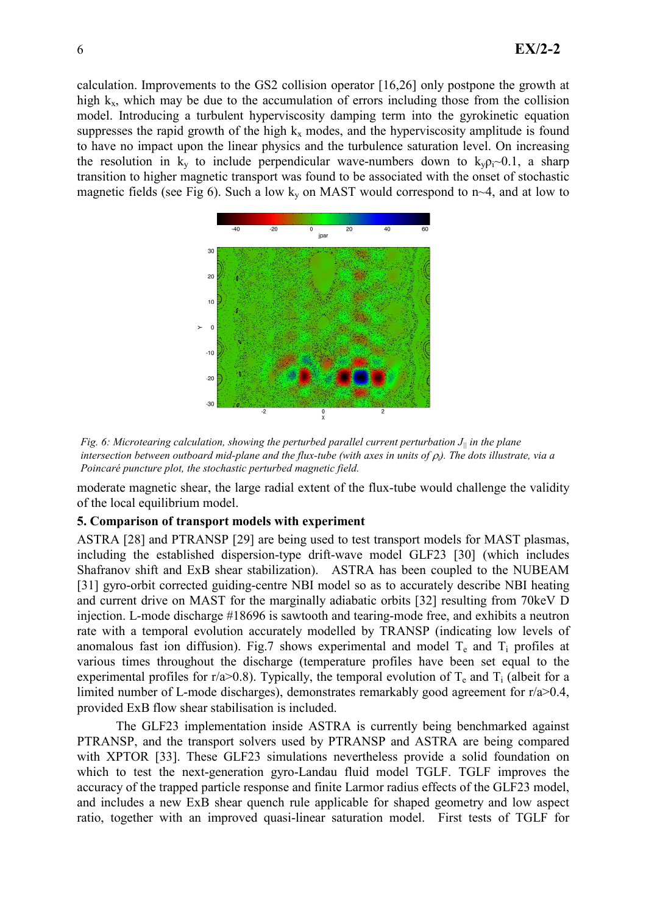calculation. Improvements to the GS2 collision operator [16,26] only postpone the growth at high $k_x$, which may be due to the accumulation of errors including those from the collision model. Introducing a turbulent hyperviscosity damping term into the gyrokinetic equation suppresses the rapid growth of the high $k_x$ modes, and the hyperviscosity amplitude is found to have no impact upon the linear physics and the turbulence saturation level. On increasing the resolution in $k_y$ to include perpendicular wave-numbers down to $k_y\rho_i$~0.1, a sharp transition to higher magnetic transport was found to be associated with the onset of stochastic magnetic fields (see Fig 6). Such a low $k_y$ on MAST would correspond to n~4, and at low to moderate magnetic shear, the large radial extent of the flux-tube would challenge the validity of the local equilibrium model.

*Fig. 6: Microtearing calculation, showing the perturbed parallel current perturbation $J_{||}$ in the plane intersection between outboard mid-plane and the flux-tube (with axes in units of $\rho_i$). The dots illustrate, via a Poincaré puncture plot, the stochastic perturbed magnetic field.*

### 5. Comparison of transport models with experiment

ASTRA [28] and PTRANSP [29] are being used to test transport models for MAST plasmas, including the established dispersion-type drift-wave model GLF23 [30] (which includes Shafranov shift and ExB shear stabilization). ASTRA has been coupled to the NUBEAM [31] gyro-orbit corrected guiding-centre NBI model so as to accurately describe NBI heating and current drive on MAST for the marginally adiabatic orbits [32] resulting from 70keV D injection. L-mode discharge #18696 is sawtooth and tearing-mode free, and exhibits a neutron rate with a temporal evolution accurately modelled by TRANSP (indicating low levels of anomalous fast ion diffusion). Fig.7 shows experimental and model $T_e$ and $T_i$ profiles at various times throughout the discharge (temperature profiles have been set equal to the experimental profiles for r/a>0.8). Typically, the temporal evolution of $T_e$ and $T_i$ (albeit for a limited number of L-mode discharges), demonstrates remarkably good agreement for r/a>0.4, provided ExB flow shear stabilisation is included.

The GLF23 implementation inside ASTRA is currently being benchmarked against PTRANSP, and the transport solvers used by PTRANSP and ASTRA are being compared with XPTOR [33]. These GLF23 simulations nevertheless provide a solid foundation on which to test the next-generation gyro-Landau fluid model TGLF. TGLF improves the accuracy of the trapped particle response and finite Larmor radius effects of the GLF23 model, and includes a new ExB shear quench rule applicable for shaped geometry and low aspect ratio, together with an improved quasi-linear saturation model. First tests of TGLF for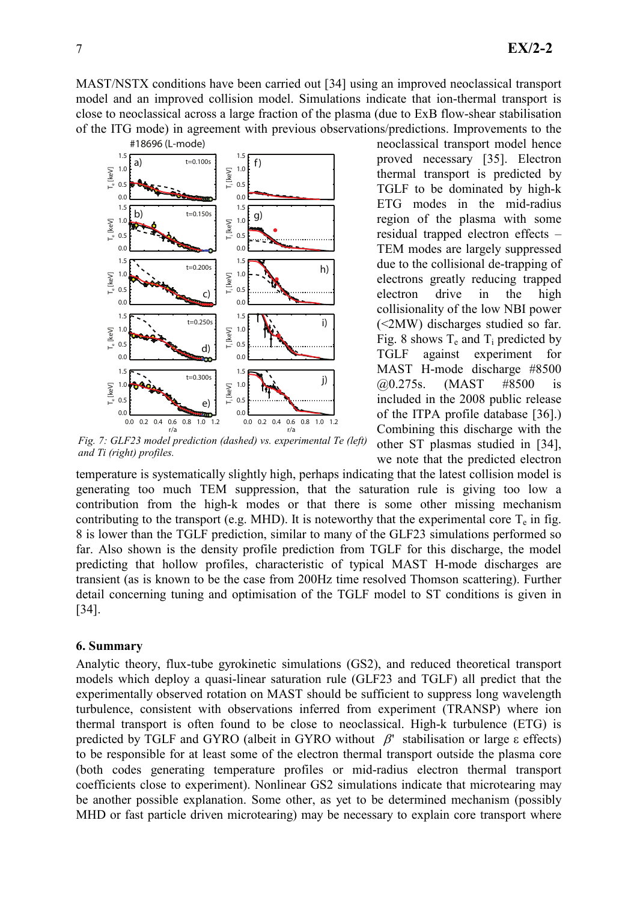MAST/NSTX conditions have been carried out [34] using an improved neoclassical transport model and an improved collision model. Simulations indicate that ion-thermal transport is close to neoclassical across a large fraction of the plasma (due to ExB flow-shear stabilisation of the ITG mode) in agreement with previous observations/predictions. Improvements to the neoclassical transport model hence proved necessary [35]. Electron thermal transport is predicted by TGLF to be dominated by high-k ETG modes in the mid-radius region of the plasma with some residual trapped electron effects – TEM modes are largely suppressed due to the collisional de-trapping of electrons greatly reducing trapped electron drive in the high collisionality of the low NBI power (<2MW) discharges studied so far. Fig. 8 shows $T_e$ and $T_i$ predicted by TGLF against experiment for MAST H-mode discharge #8500 @0.275s. (MAST #8500 is included in the 2008 public release of the ITPA profile database [36].) Combining this discharge with the other ST plasmas studied in [34], we note that the predicted electron temperature is systematically slightly high, perhaps indicating that the latest collision model is generating too much TEM suppression, that the saturation rule is giving too low a contribution from the high-k modes or that there is some other missing mechanism contributing to the transport (e.g. MHD). It is noteworthy that the experimental core $T_e$ in fig. 8 is lower than the TGLF prediction, similar to many of the GLF23 simulations performed so far. Also shown is the density profile prediction from TGLF for this discharge, the model predicting that hollow profiles, characteristic of typical MAST H-mode discharges are transient (as is known to be the case from 200Hz time resolved Thomson scattering). Further detail concerning tuning and optimisation of the TGLF model to ST conditions is given in [34].

*Fig. 7: GLF23 model prediction (dashed) vs. experimental Te (left) and Ti (right) profiles.*

## 6. Summary

Analytic theory, flux-tube gyrokinetic simulations (GS2), and reduced theoretical transport models which deploy a quasi-linear saturation rule (GLF23 and TGLF) all predict that the experimentally observed rotation on MAST should be sufficient to suppress long wavelength turbulence, consistent with observations inferred from experiment (TRANSP) where ion thermal transport is often found to be close to neoclassical. High-k turbulence (ETG) is predicted by TGLF and GYRO (albeit in GYRO without $\beta'$ stabilisation or large ε effects) to be responsible for at least some of the electron thermal transport outside the plasma core (both codes generating temperature profiles or mid-radius electron thermal transport coefficients close to experiment). Nonlinear GS2 simulations indicate that microtearing may be another possible explanation. Some other, as yet to be determined mechanism (possibly MHD or fast particle driven microtearing) may be necessary to explain core transport where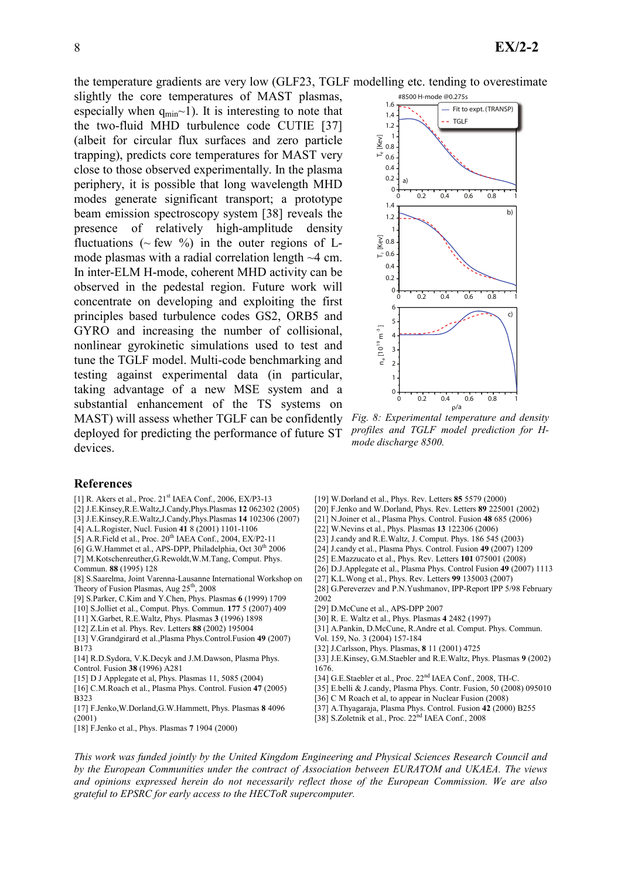the temperature gradients are very low (GLF23, TGLF modelling etc. tending to overestimate slightly the core temperatures of MAST plasmas, especially when $q_{min}$~1). It is interesting to note that the two-fluid MHD turbulence code CUTIE [37] (albeit for circular flux surfaces and zero particle trapping), predicts core temperatures for MAST very close to those observed experimentally. In the plasma periphery, it is possible that long wavelength MHD modes generate significant transport; a prototype beam emission spectroscopy system [38] reveals the presence of relatively high-amplitude density fluctuations (~ few %) in the outer regions of L-mode plasmas with a radial correlation length ~4 cm. In inter-ELM H-mode, coherent MHD activity can be observed in the pedestal region. Future work will concentrate on developing and exploiting the first principles based turbulence codes GS2, ORB5 and GYRO and increasing the number of collisional, nonlinear gyrokinetic simulations used to test and tune the TGLF model. Multi-code benchmarking and testing against experimental data (in particular, taking advantage of a new MSE system and a substantial enhancement of the TS systems on MAST) will assess whether TGLF can be confidently deployed for predicting the performance of future ST devices.

#8500 H-mode @0.275s

Fit to expt. (TRANSP)

TGLF

a)

$T_e$ [Kev]

b)

$T_i$ [Kev]

c)

$n_e$ [$10^{19}$ m$^{-3}$]

ρ/a

*Fig. 8: Experimental temperature and density profiles and TGLF model prediction for H-mode discharge 8500.*

## References

[1] R. Akers et al., Proc. 21st IAEA Conf., 2006, EX/P3-13
[2] J.E.Kinsey,R.E.Waltz,J.Candy,Phys.Plasmas **12** 062302 (2005)
[3] J.E.Kinsey,R.E.Waltz,J.Candy,Phys.Plasmas **14** 102306 (2007)
[4] A.L.Rogister, Nucl. Fusion **41** 8 (2001) 1101-1106
[5] A.R.Field et al., Proc. 20th IAEA Conf., 2004, EX/P2-11
[6] G.W.Hammet et al., APS-DPP, Philadelphia, Oct 30th 2006
[7] M.Kotschenreuther,G.Rewoldt,W.M.Tang, Comput. Phys. Commun. **88** (1995) 128
[8] S.Saarelma, Joint Varenna-Lausanne International Workshop on Theory of Fusion Plasmas, Aug 25th, 2008
[9] S.Parker, C.Kim and Y.Chen, Phys. Plasmas **6** (1999) 1709
[10] S.Jolliet et al., Comput. Phys. Commun. **177** 5 (2007) 409
[11] X.Garbet, R.E.Waltz, Phys. Plasmas **3** (1996) 1898
[12] Z.Lin et al. Phys. Rev. Letters **88** (2002) 195004
[13] V.Grandgirard et al.,Plasma Phys.Control.Fusion **49** (2007) B173
[14] R.D.Sydora, V.K.Decyk and J.M.Dawson, Plasma Phys. Control. Fusion **38** (1996) A281
[15] D J Applegate et al, Phys. Plasmas 11, 5085 (2004)
[16] C.M.Roach et al., Plasma Phys. Control. Fusion **47** (2005) B323
[17] F.Jenko,W.Dorland,G.W.Hammett, Phys. Plasmas **8** 4096 (2001)
[18] F.Jenko et al., Phys. Plasmas **7** 1904 (2000)
[19] W.Dorland et al., Phys. Rev. Letters **85** 5579 (2000)
[20] F.Jenko and W.Dorland, Phys. Rev. Letters **89** 225001 (2002)
[21] N.Joiner et al., Plasma Phys. Control. Fusion **48** 685 (2006)
[22] W.Nevins et al., Phys. Plasmas **13** 122306 (2006)
[23] J.candy and R.E.Waltz, J. Comput. Phys. 186 545 (2003)
[24] J.candy et al., Plasma Phys. Control. Fusion **49** (2007) 1209
[25] E.Mazzucato et al., Phys. Rev. Letters **101** 075001 (2008)
[26] D.J.Applegate et al., Plasma Phys. Control Fusion **49** (2007) 1113
[27] K.L.Wong et al., Phys. Rev. Letters **99** 135003 (2007)
[28] G.Pereverzev and P.N.Yushmanov, IPP-Report IPP 5/98 February 2002
[29] D.McCune et al., APS-DPP 2007
[30] R. E. Waltz et al., Phys. Plasmas **4** 2482 (1997)
[31] A.Pankin, D.McCune, R.Andre et al. Comput. Phys. Commun. Vol. 159, No. 3 (2004) 157-184
[32] J.Carlsson, Phys. Plasmas, **8** 11 (2001) 4725
[33] J.E.Kinsey, G.M.Staebler and R.E.Waltz, Phys. Plasmas **9** (2002) 1676.
[34] G.E.Staebler et al., Proc. 22nd IAEA Conf., 2008, TH-C.
[35] E.belli & J.candy, Plasma Phys. Contr. Fusion, 50 (2008) 095010
[36] C M Roach et al, to appear in Nuclear Fusion (2008)
[37] A.Thyagaraja, Plasma Phys. Control. Fusion **42** (2000) B255
[38] S.Zoletnik et al., Proc. 22nd IAEA Conf., 2008

*This work was funded jointly by the United Kingdom Engineering and Physical Sciences Research Council and by the European Communities under the contract of Association between EURATOM and UKAEA. The views and opinions expressed herein do not necessarily reflect those of the European Commission. We are also grateful to EPSRC for early access to the HECToR supercomputer.*